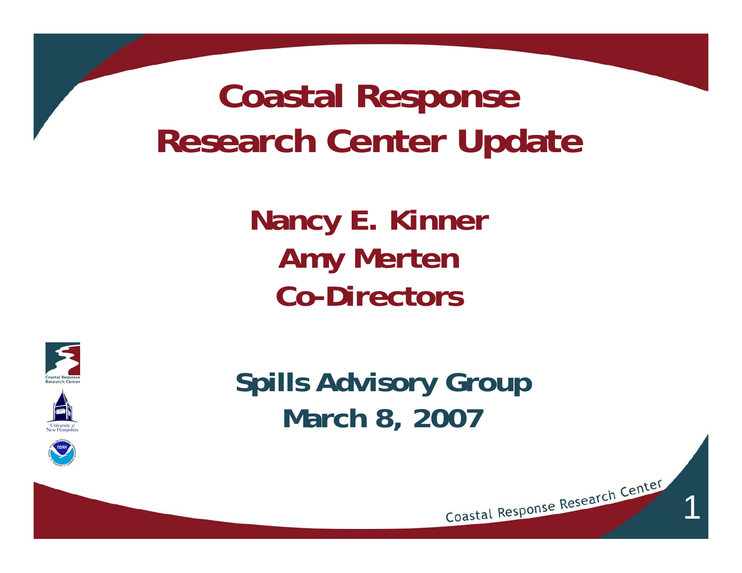# Coastal Response Research Center Update

**Nancy E. Kinner**
**Amy Merten**
**Co-Directors**

**Spills Advisory Group**
**March 8, 2007**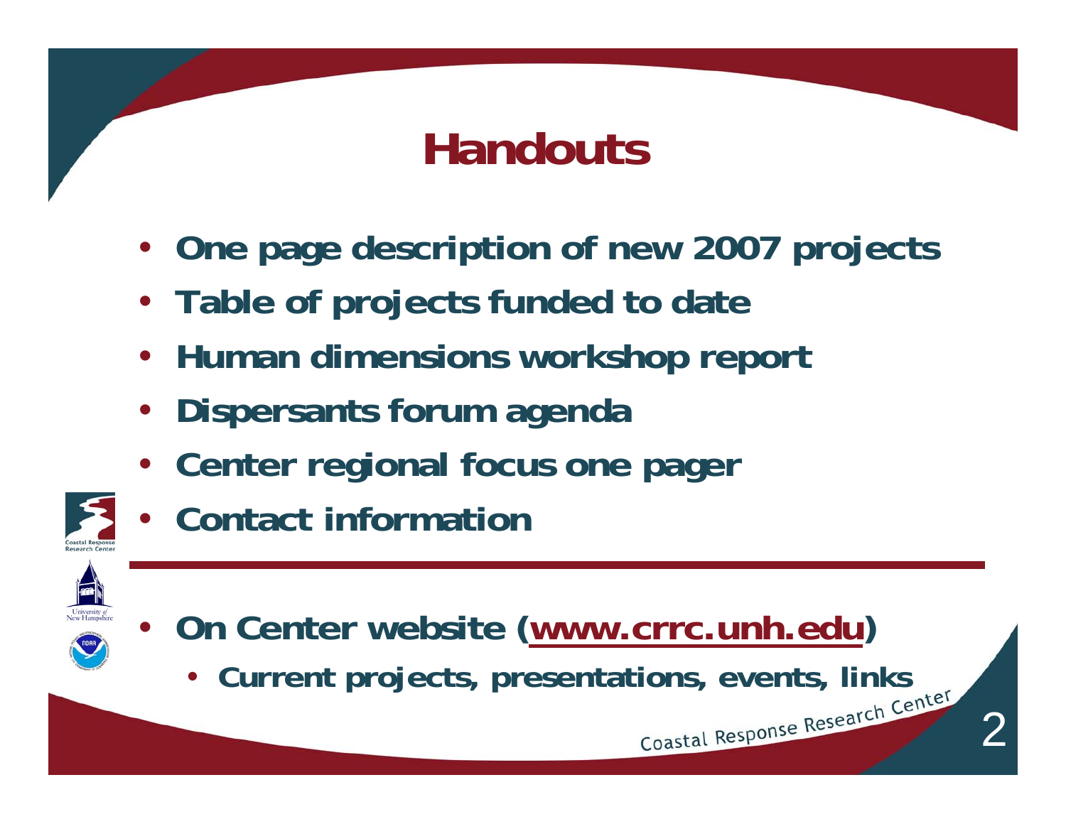# Handouts

- One page description of new 2007 projects
- Table of projects funded to date
- Human dimensions workshop report
- Dispersants forum agenda
- Center regional focus one pager
- Contact information

---

- On Center website (www.crrc.unh.edu)
  - Current projects, presentations, events, links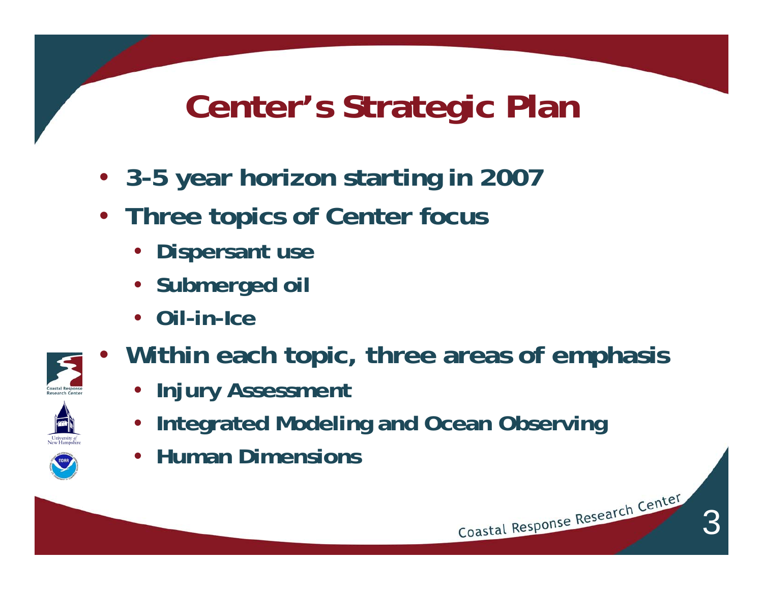# Center's Strategic Plan

- 3-5 year horizon starting in 2007
- Three topics of Center focus
  - Dispersant use
  - Submerged oil
  - Oil-in-Ice
- Within each topic, three areas of emphasis
  - Injury Assessment
  - Integrated Modeling and Ocean Observing
  - Human Dimensions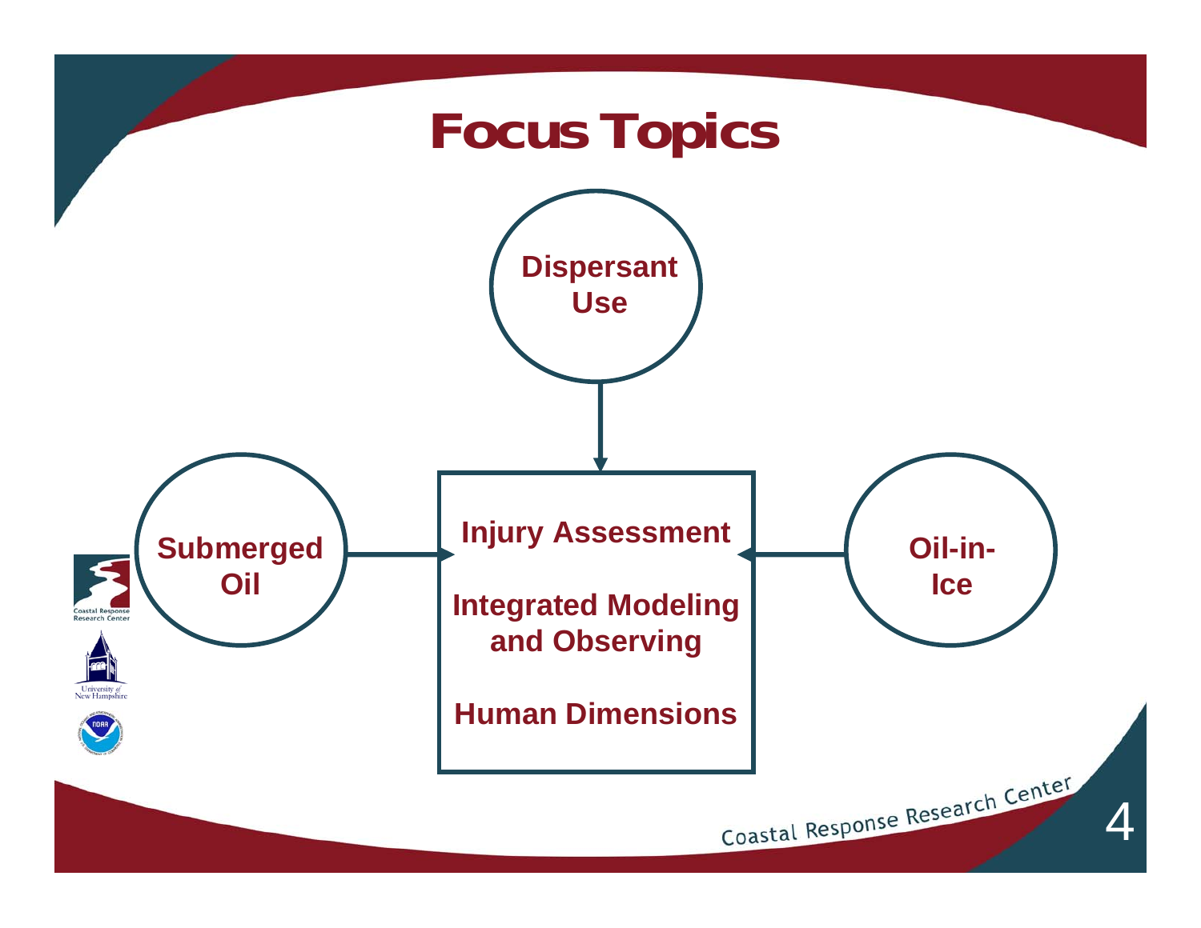# Focus Topics

- Dispersant Use
- Submerged Oil
- Oil-in-Ice

Injury Assessment

Integrated Modeling and Observing

Human Dimensions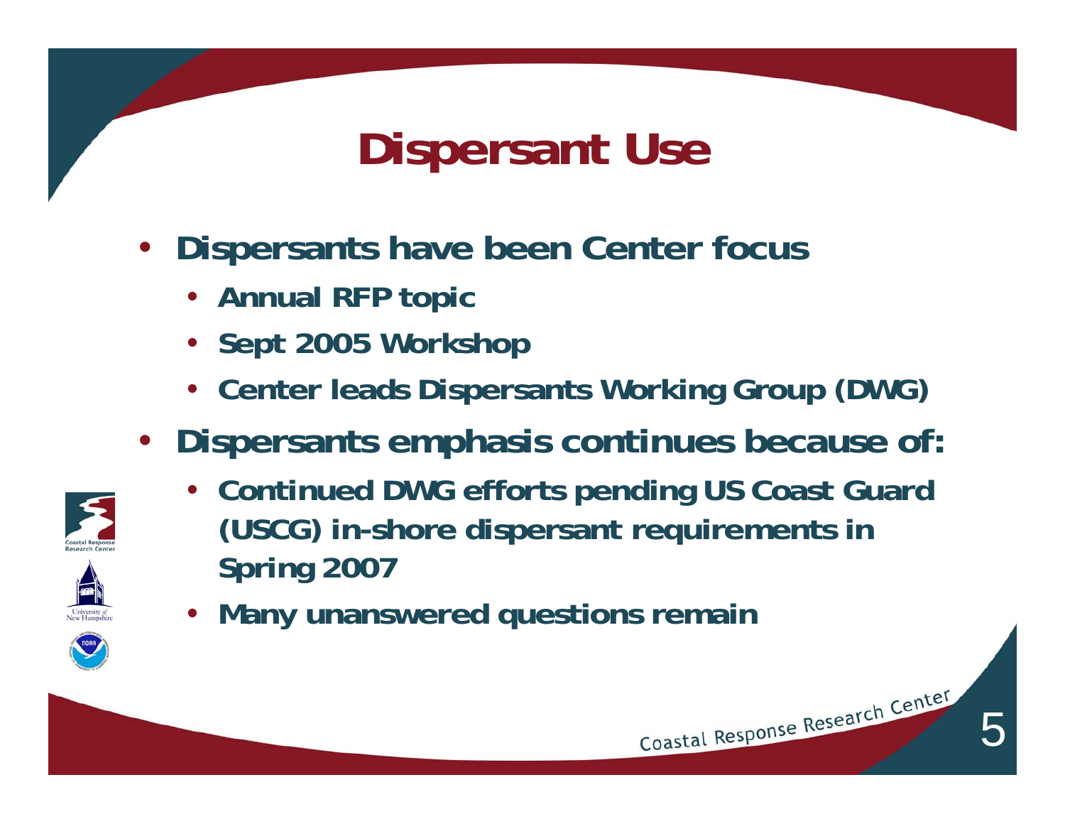# Dispersant Use

- **Dispersants have been Center focus**
  - **Annual RFP topic**
  - **Sept 2005 Workshop**
  - **Center leads Dispersants Working Group (DWG)**
- **Dispersants emphasis continues because of:**
  - **Continued DWG efforts pending US Coast Guard (USCG) in-shore dispersant requirements in Spring 2007**
  - **Many unanswered questions remain**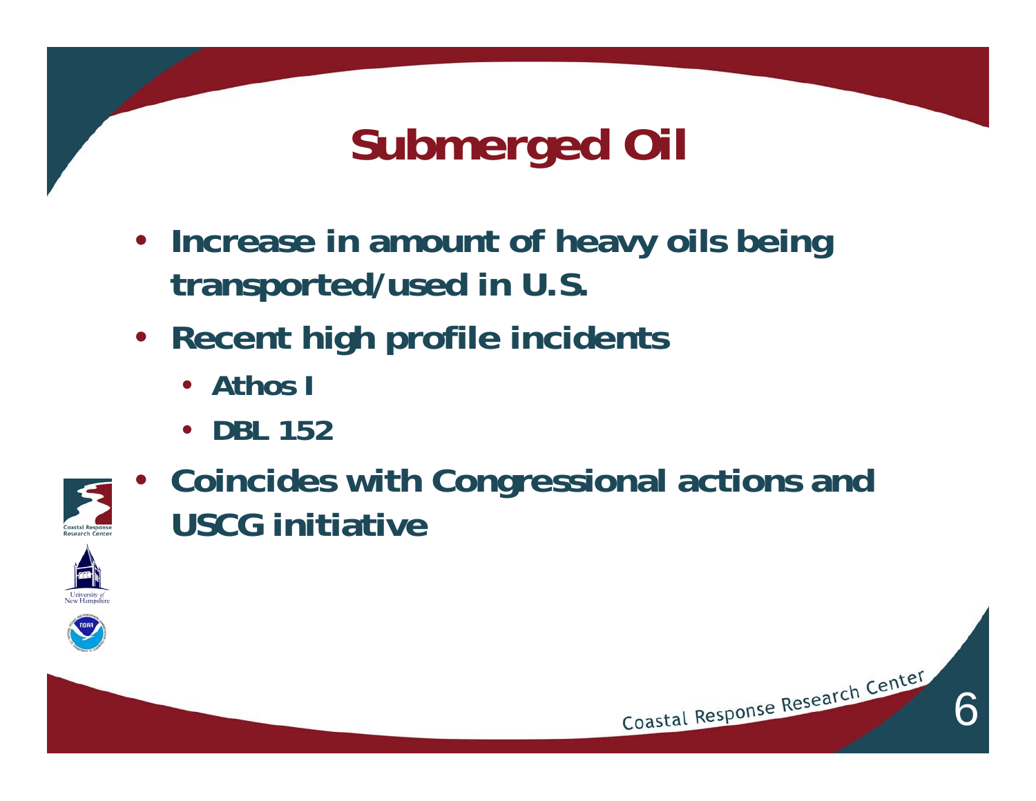# Submerged Oil

- Increase in amount of heavy oils being transported/used in U.S.
- Recent high profile incidents
  - Athos I
  - DBL 152
- Coincides with Congressional actions and USCG initiative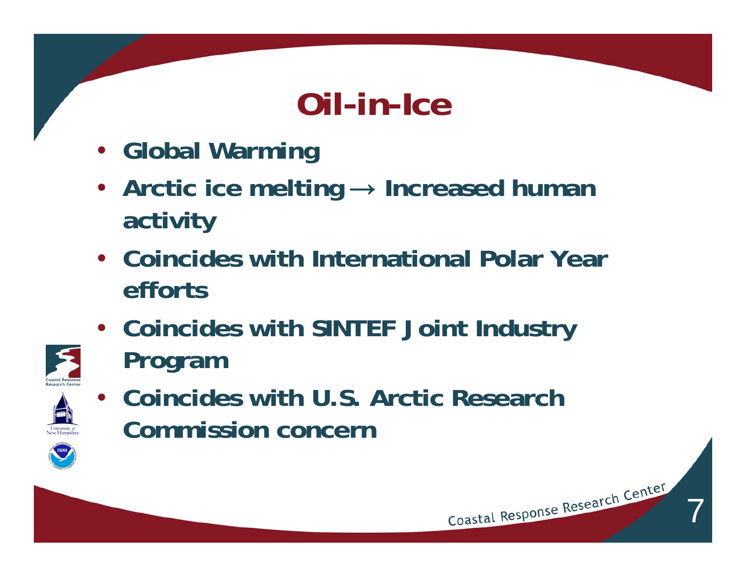# Oil-in-Ice

- Global Warming
- Arctic ice melting → Increased human activity
- Coincides with International Polar Year efforts
- Coincides with SINTEF Joint Industry Program
- Coincides with U.S. Arctic Research Commission concern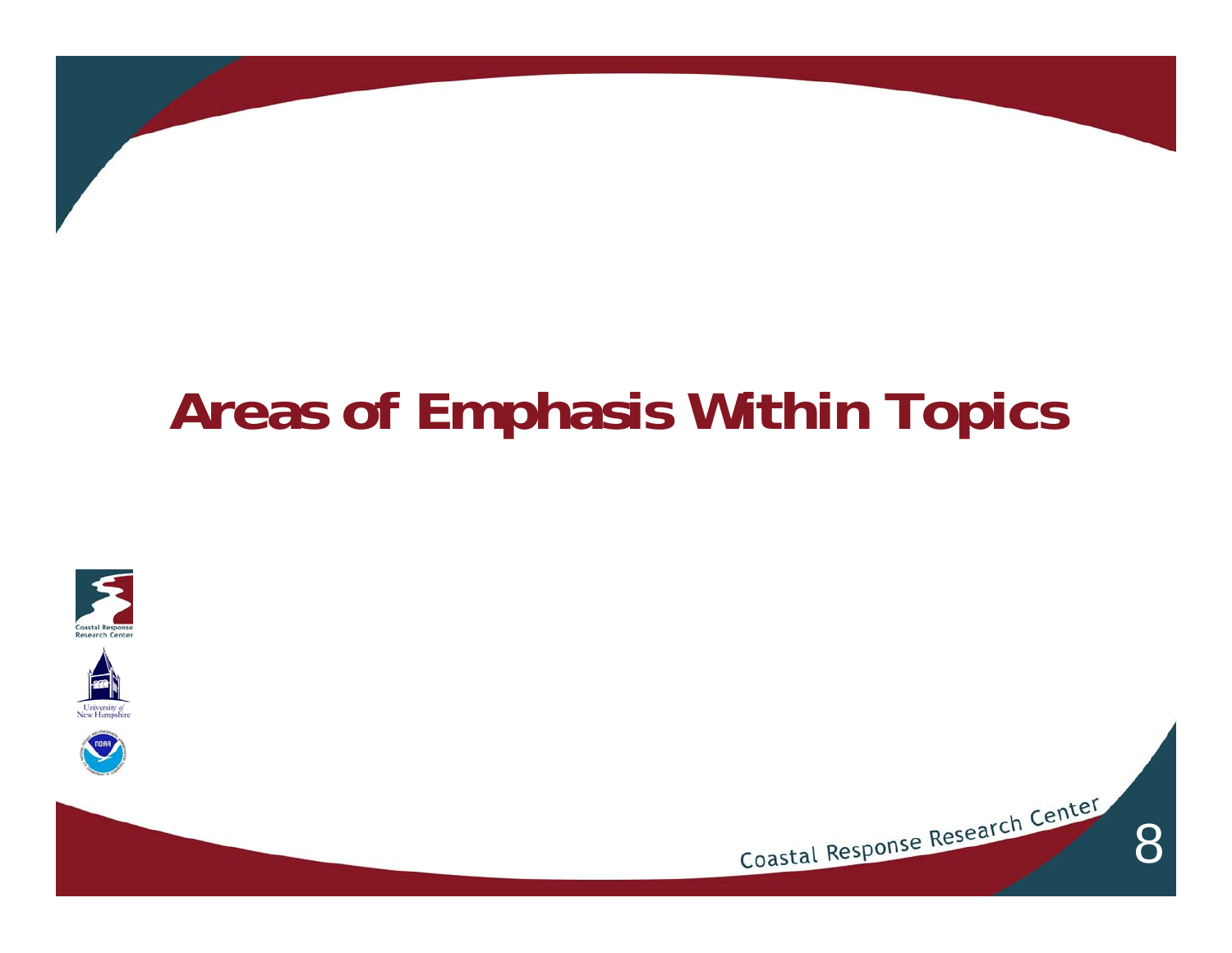# Areas of Emphasis Within Topics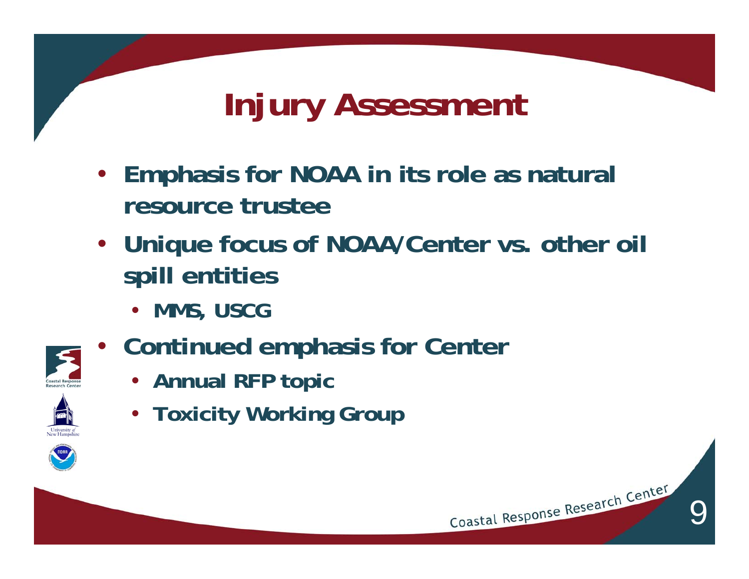# Injury Assessment

- Emphasis for NOAA in its role as natural resource trustee
- Unique focus of NOAA/Center vs. other oil spill entities
  - MMS, USCG
- Continued emphasis for Center
  - Annual RFP topic
  - Toxicity Working Group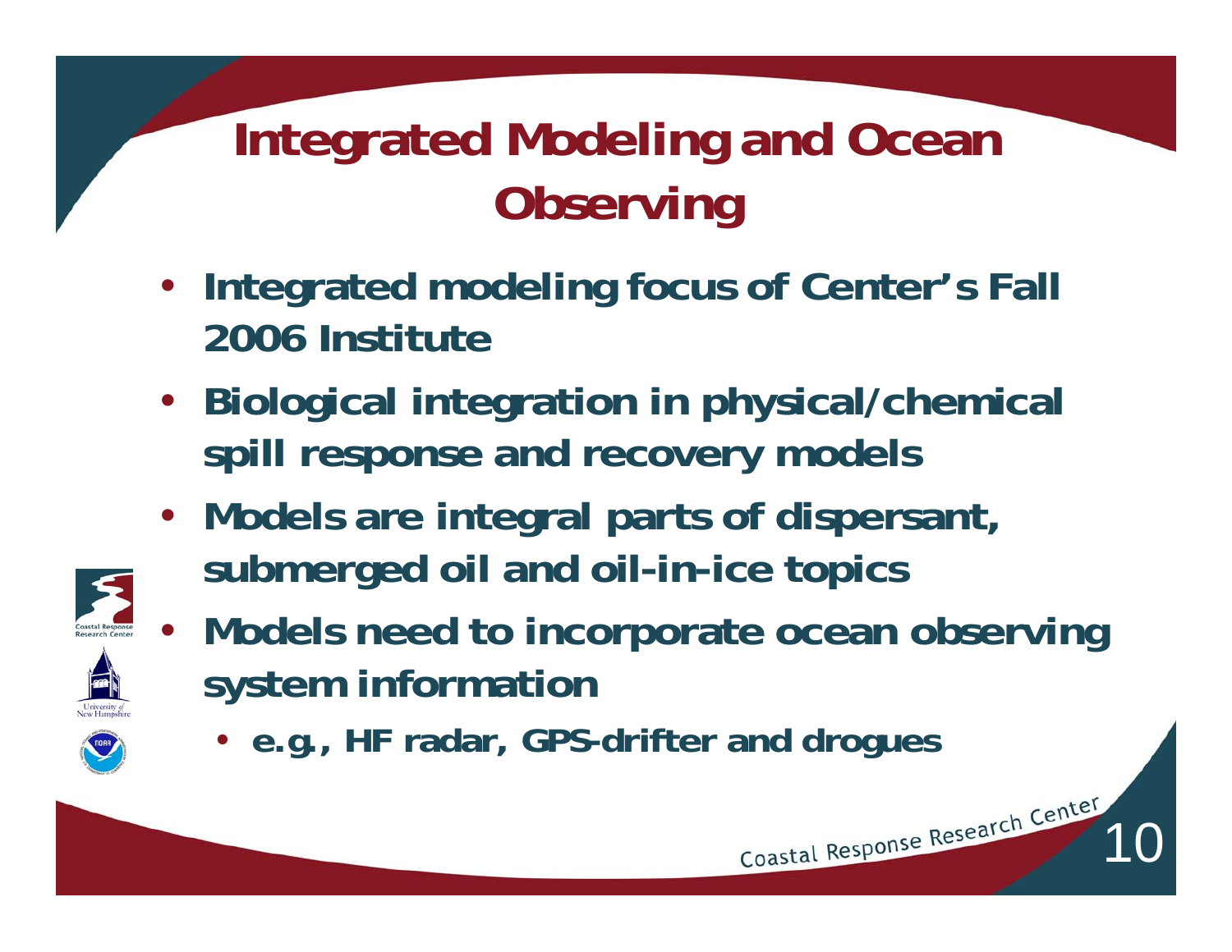# Integrated Modeling and Ocean Observing

- Integrated modeling focus of Center's Fall 2006 Institute
- Biological integration in physical/chemical spill response and recovery models
- Models are integral parts of dispersant, submerged oil and oil-in-ice topics
- Models need to incorporate ocean observing system information
  - e.g., HF radar, GPS-drifter and drogues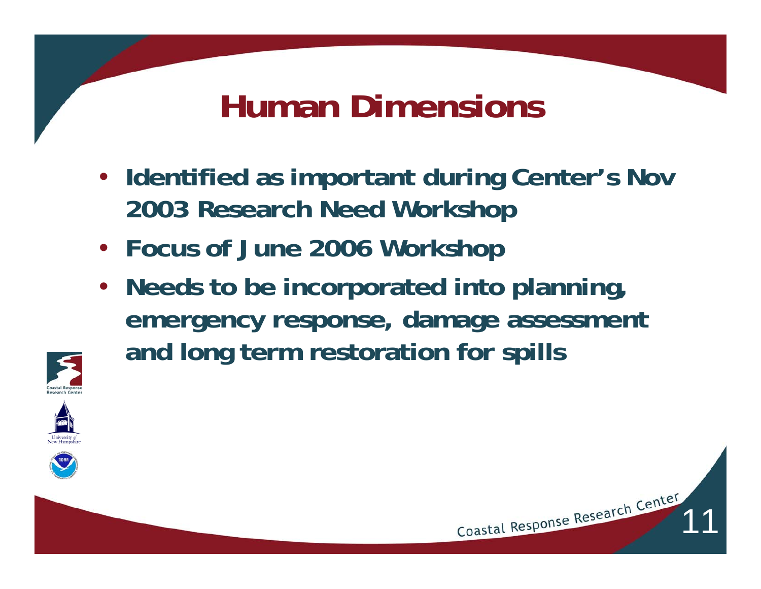# Human Dimensions

- Identified as important during Center's Nov 2003 Research Need Workshop
- Focus of June 2006 Workshop
- Needs to be incorporated into planning, emergency response, damage assessment and long term restoration for spills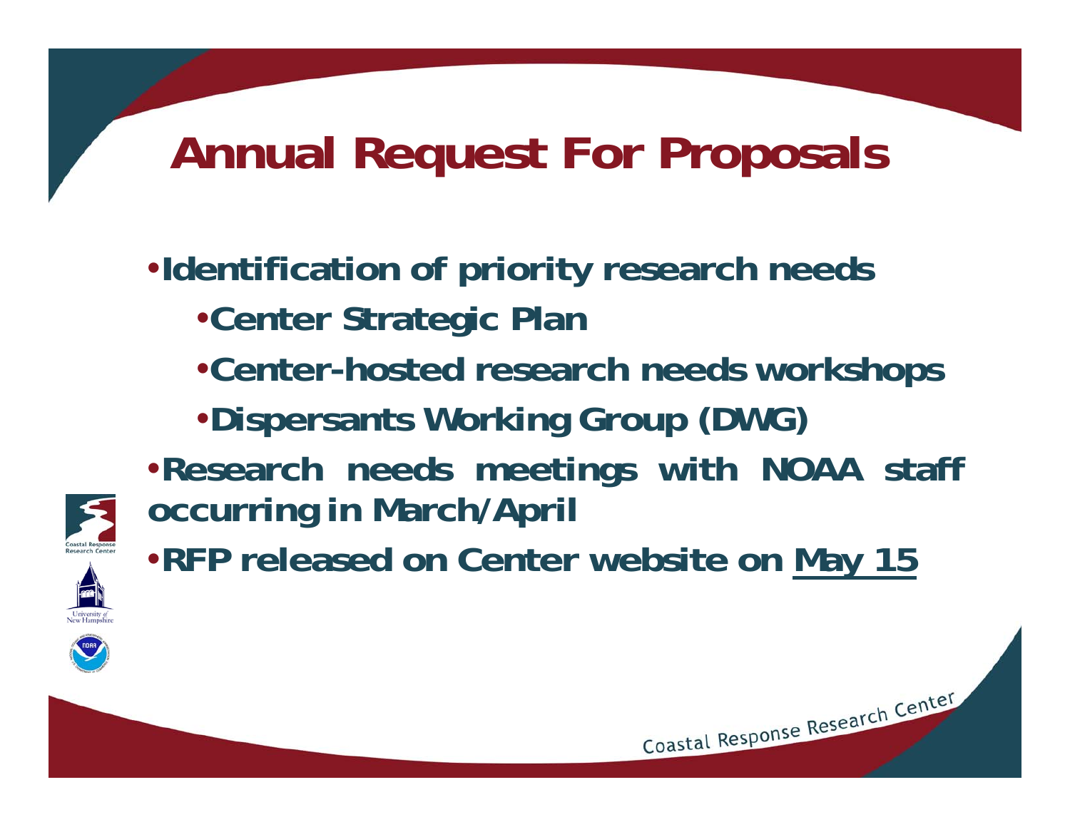# Annual Request For Proposals

- **Identification of priority research needs**
  - **Center Strategic Plan**
  - **Center-hosted research needs workshops**
  - **Dispersants Working Group (DWG)**
- **Research needs meetings with NOAA staff occurring in March/April**
- **RFP released on Center website on <u>May 15</u>**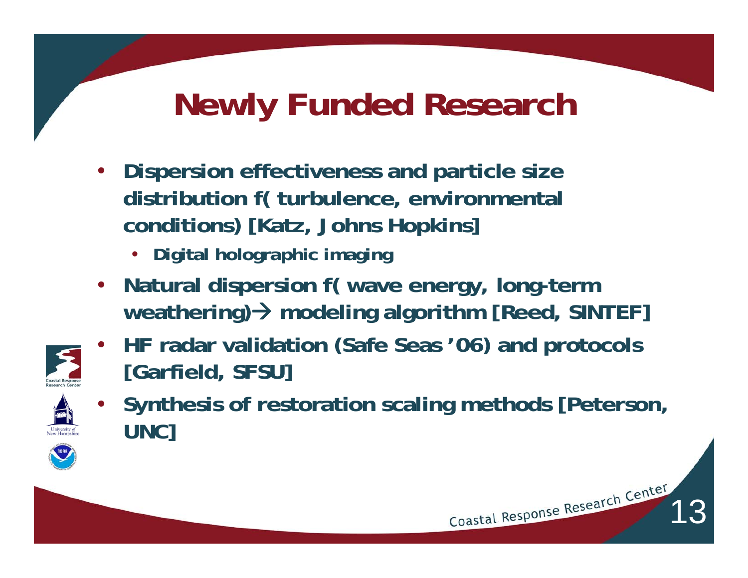# Newly Funded Research

- **Dispersion effectiveness and particle size distribution f( turbulence, environmental conditions) [Katz, Johns Hopkins]**
  - **Digital holographic imaging**
- **Natural dispersion f( wave energy, long-term weathering)→ modeling algorithm [Reed, SINTEF]**
- **HF radar validation (Safe Seas '06) and protocols [Garfield, SFSU]**
- **Synthesis of restoration scaling methods [Peterson, UNC]**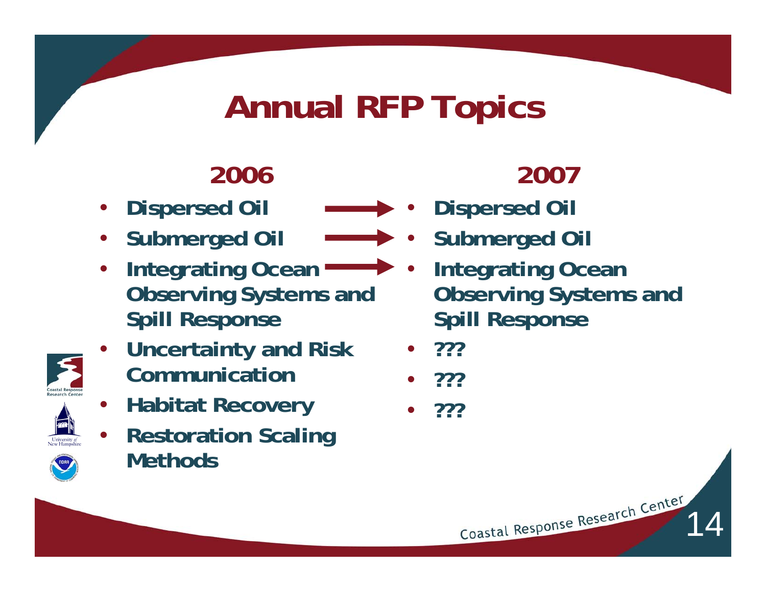# Annual RFP Topics

## 2006

- Dispersed Oil
- Submerged Oil
- Integrating Ocean Observing Systems and Spill Response
- Uncertainty and Risk Communication
- Habitat Recovery
- Restoration Scaling Methods

## 2007

- Dispersed Oil
- Submerged Oil
- Integrating Ocean Observing Systems and Spill Response
- ???
- ???
- ???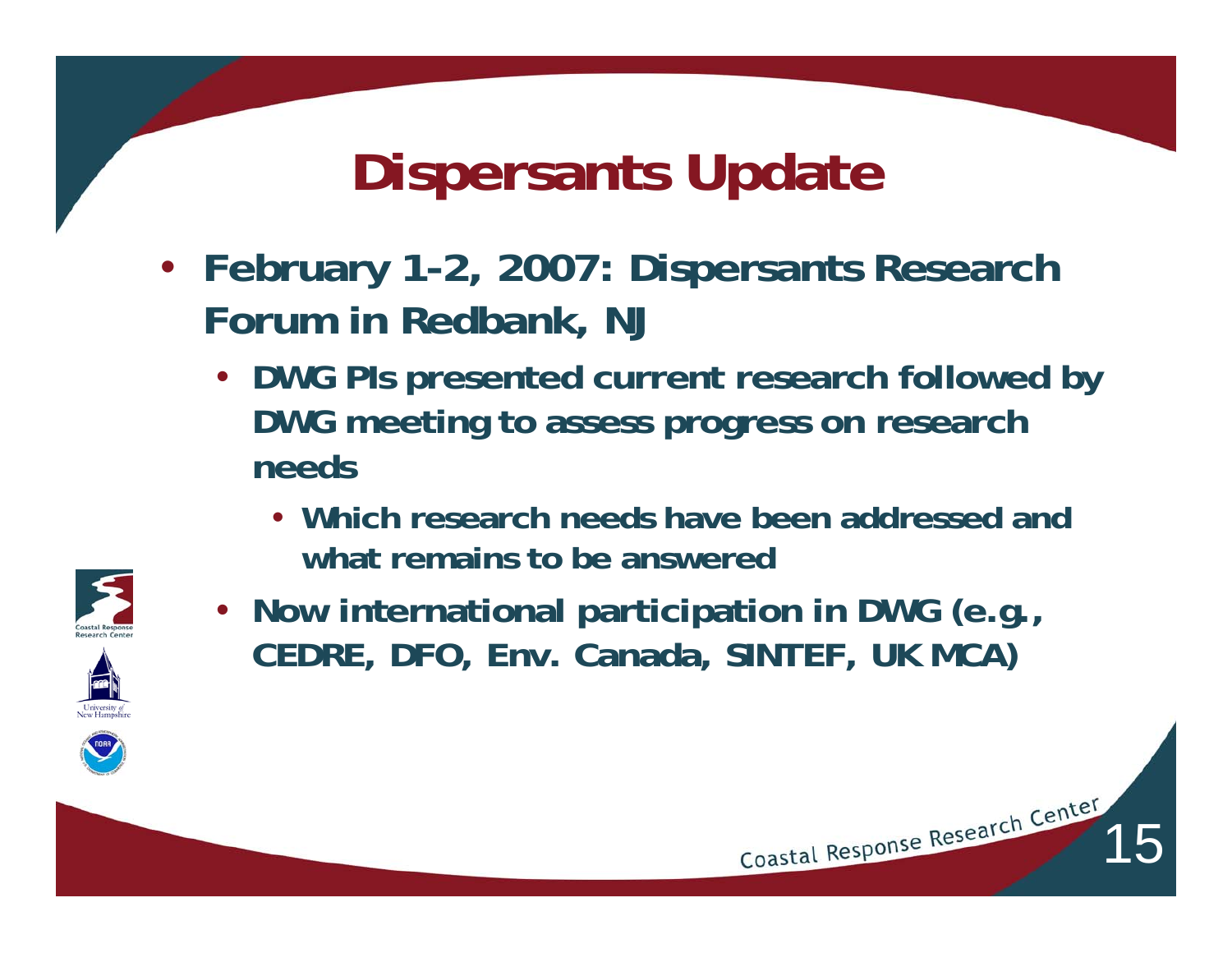# Dispersants Update

- February 1-2, 2007: Dispersants Research Forum in Redbank, NJ
  - DWG PIs presented current research followed by DWG meeting to assess progress on research needs
    - Which research needs have been addressed and what remains to be answered
  - Now international participation in DWG (e.g., CEDRE, DFO, Env. Canada, SINTEF, UK MCA)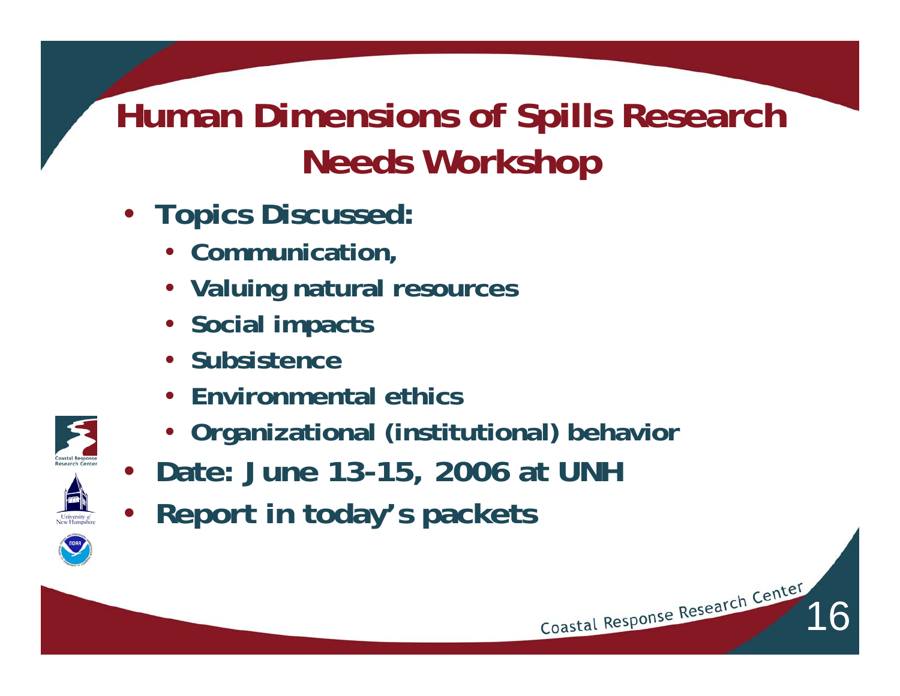# Human Dimensions of Spills Research Needs Workshop

- **Topics Discussed:**
  - **Communication,**
  - **Valuing natural resources**
  - **Social impacts**
  - **Subsistence**
  - **Environmental ethics**
  - **Organizational (institutional) behavior**
- **Date: June 13-15, 2006 at UNH**
- **Report in today's packets**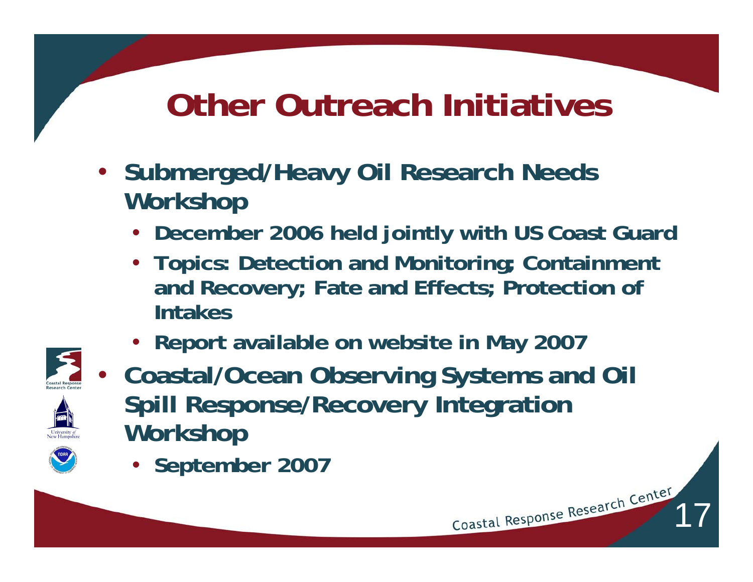# Other Outreach Initiatives

- **Submerged/Heavy Oil Research Needs Workshop**
  - **December 2006 held jointly with US Coast Guard**
  - **Topics: Detection and Monitoring; Containment and Recovery; Fate and Effects; Protection of Intakes**
  - **Report available on website in May 2007**
- **Coastal/Ocean Observing Systems and Oil Spill Response/Recovery Integration Workshop**
  - **September 2007**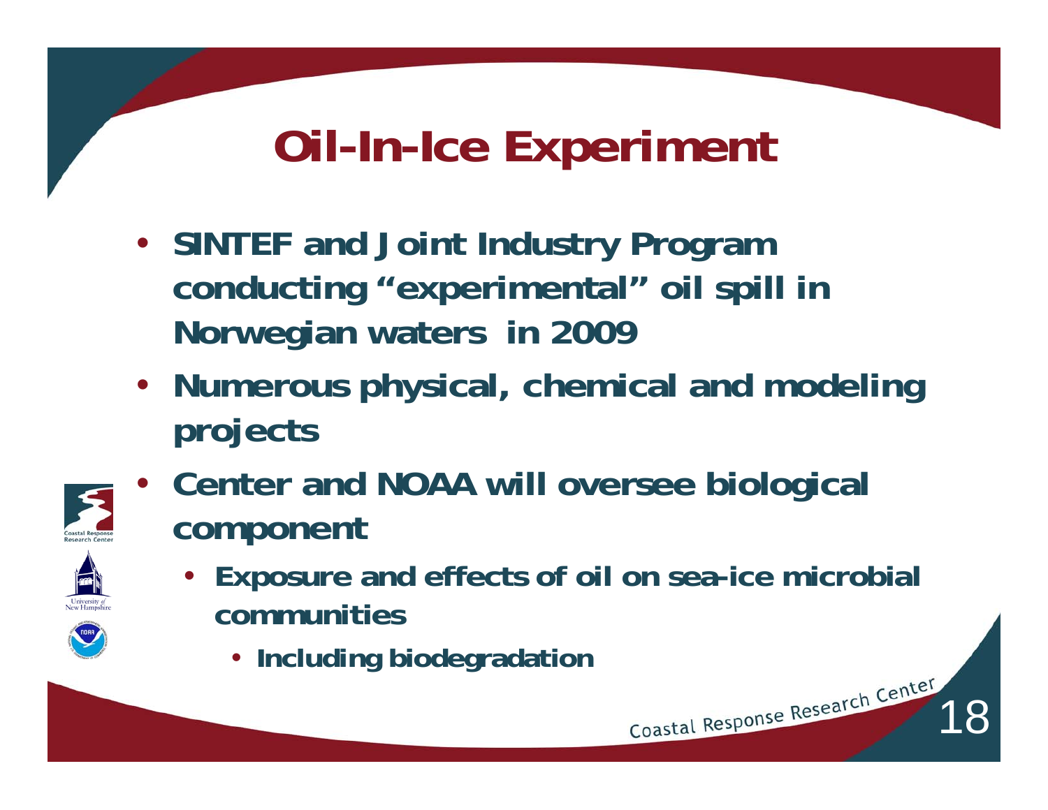# Oil-In-Ice Experiment

- **SINTEF and Joint Industry Program conducting "experimental" oil spill in Norwegian waters in 2009**
- **Numerous physical, chemical and modeling projects**
- **Center and NOAA will oversee biological component**
  - **Exposure and effects of oil on sea-ice microbial communities**
    - **Including biodegradation**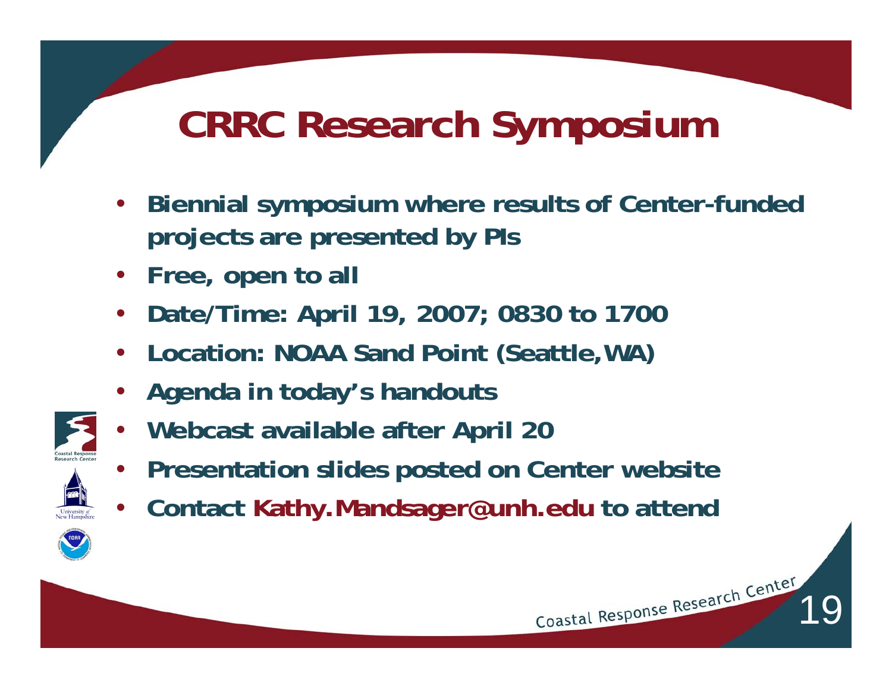# CRRC Research Symposium

- Biennial symposium where results of Center-funded projects are presented by PIs
- Free, open to all
- Date/Time: April 19, 2007; 0830 to 1700
- Location: NOAA Sand Point (Seattle, WA)
- Agenda in today's handouts
- Webcast available after April 20
- Presentation slides posted on Center website
- Contact Kathy.Mandsager@unh.edu to attend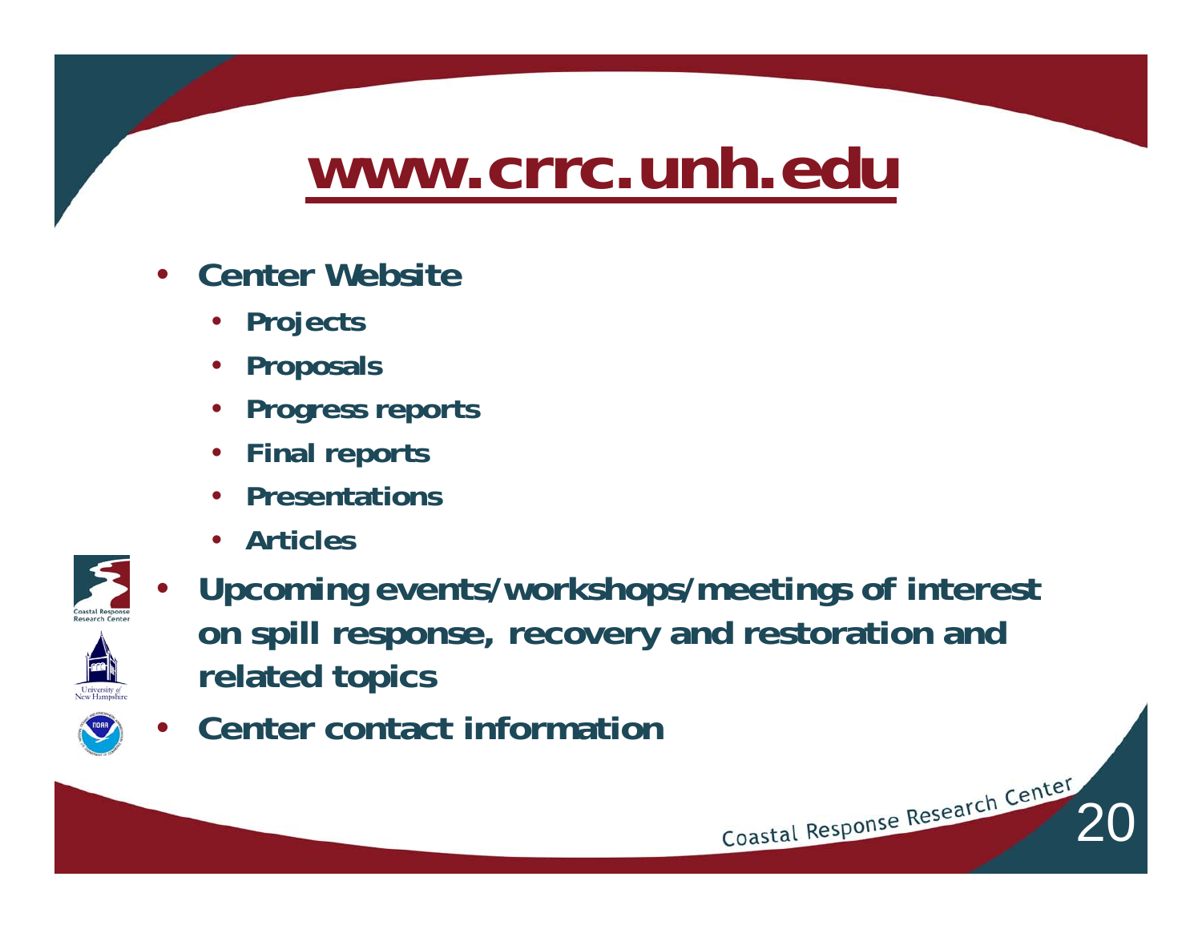# www.crrc.unh.edu

- Center Website
  - Projects
  - Proposals
  - Progress reports
  - Final reports
  - Presentations
  - Articles
- Upcoming events/workshops/meetings of interest on spill response, recovery and restoration and related topics
- Center contact information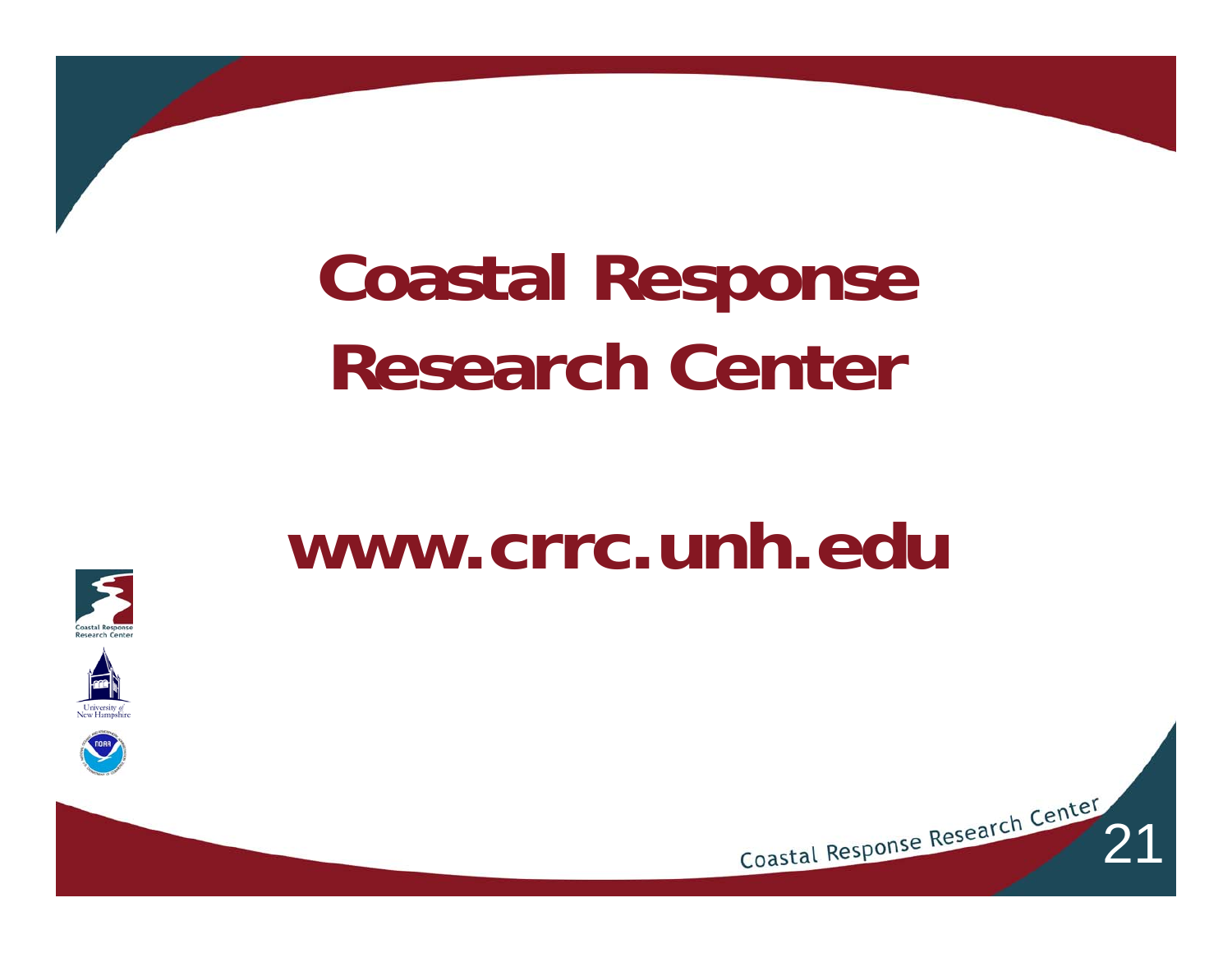# Coastal Response Research Center

## www.crrc.unh.edu